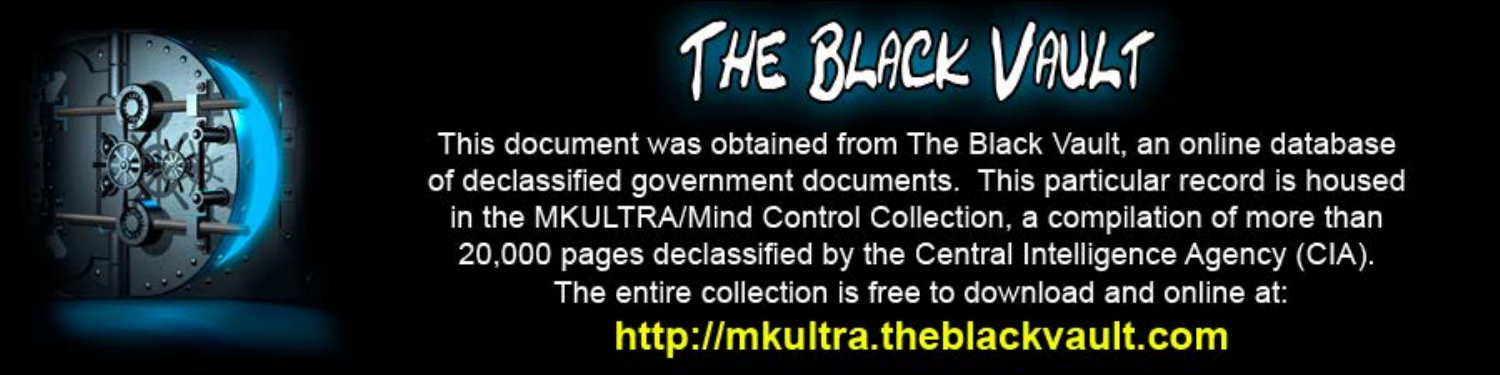# THE BLACK VAULT

This document was obtained from The Black Vault, an online database of declassified government documents. This particular record is housed in the MKULTRA/Mind Control Collection, a compilation of more than 20,000 pages declassified by the Central Intelligence Agency (CIA). The entire collection is free to download and online at:

**http://mkultra.theblackvault.com**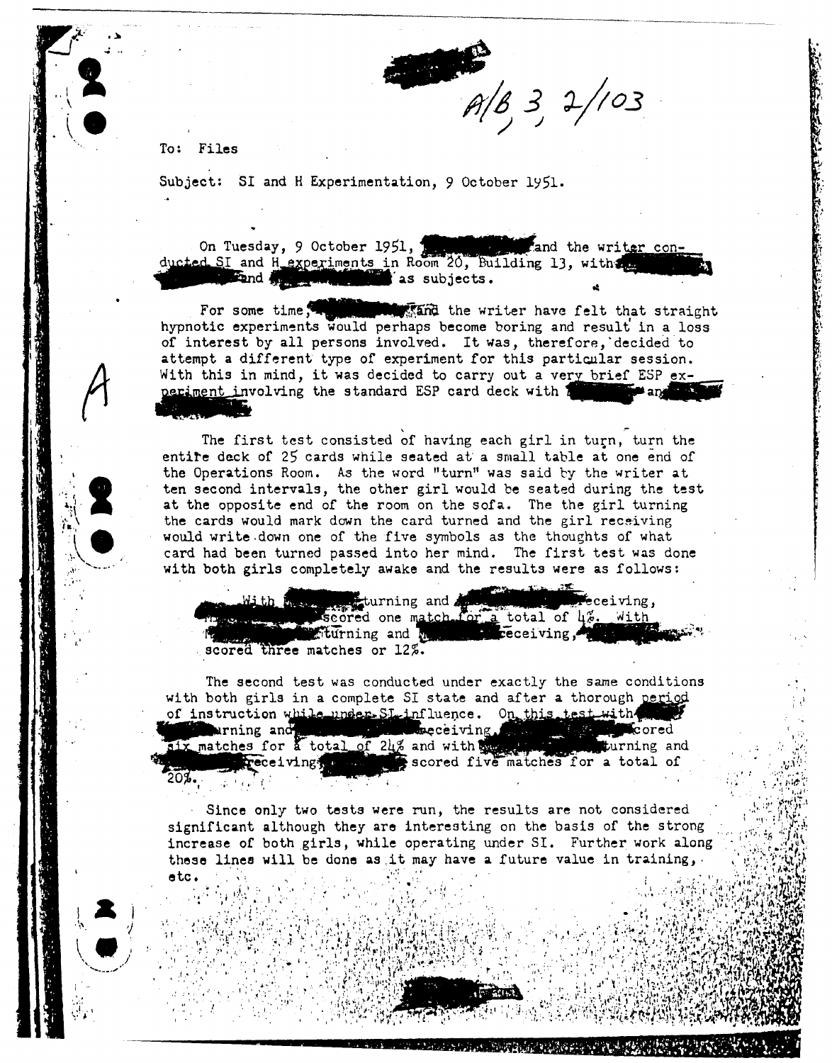A/B, 3, 2/103

To: Files

Subject: SI and H Experimentation, 9 October 1951.

On Tuesday, 9 October 1951, [redacted] and the writer conducted SI and H experiments in Room 20, Building 13, with [redacted] and [redacted] as subjects.

For some time, [redacted] and the writer have felt that straight hypnotic experiments would perhaps become boring and result in a loss of interest by all persons involved. It was, therefore, decided to attempt a different type of experiment for this particular session. With this in mind, it was decided to carry out a very brief ESP experiment involving the standard ESP card deck with [redacted] and [redacted].

The first test consisted of having each girl in turn, turn the entire deck of 25 cards while seated at a small table at one end of the Operations Room. As the word "turn" was said by the writer at ten second intervals, the other girl would be seated during the test at the opposite end of the room on the sofa. The the girl turning the cards would mark down the card turned and the girl receiving would write down one of the five symbols as the thoughts of what card had been turned passed into her mind. The first test was done with both girls completely awake and the results were as follows:

> With [redacted] turning and [redacted] receiving, [redacted] scored one match for a total of 4%. With [redacted] turning and [redacted] receiving, [redacted] scored three matches or 12%.

The second test was conducted under exactly the same conditions with both girls in a complete SI state and after a thorough period of instruction while under SI influence. On this test with [redacted] turning and [redacted] receiving, [redacted] scored six matches for a total of 24% and with [redacted] turning and [redacted] receiving, [redacted] scored five matches for a total of 20%.

Since only two tests were run, the results are not considered significant although they are interesting on the basis of the strong increase of both girls, while operating under SI. Further work along these lines will be done as it may have a future value in training, etc.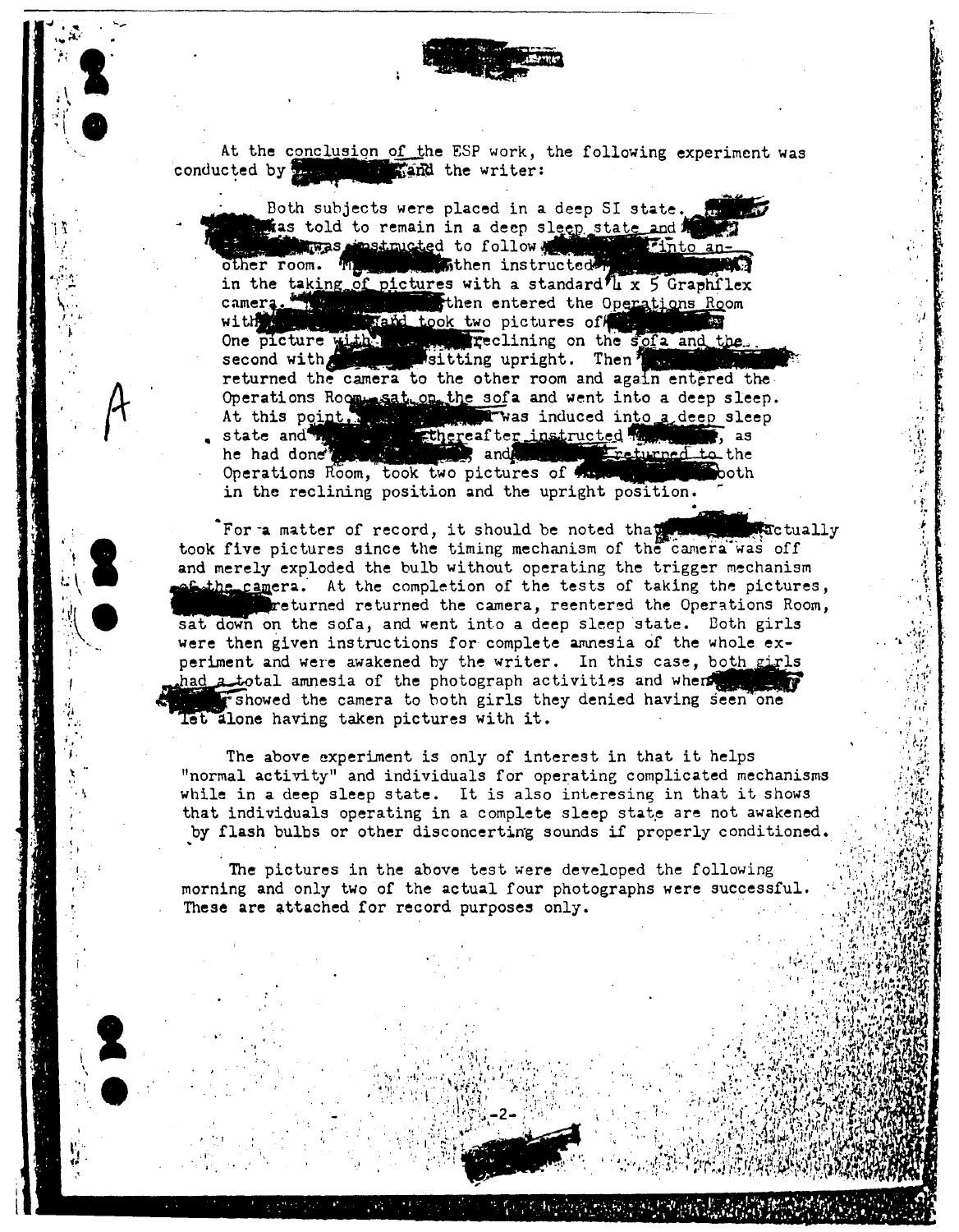At the conclusion of the ESP work, the following experiment was conducted by [redacted] and the writer:

> Both subjects were placed in a deep SI state. [redacted] was told to remain in a deep sleep state and [redacted] was instructed to follow [redacted] into another room. [redacted] then instructed [redacted] in the taking of pictures with a standard 4 x 5 Graphflex camera. [redacted] then entered the Operations Room with [redacted] and took two pictures of [redacted]. One picture with [redacted] reclining on the sofa and the second with [redacted] sitting upright. Then [redacted] returned the camera to the other room and again entered the Operations Room, sat on the sofa and went into a deep sleep. At this point, [redacted] was induced into a deep sleep state and [redacted] thereafter instructed [redacted], as he had done [redacted] and [redacted] returned to the Operations Room, took two pictures of [redacted] both in the reclining position and the upright position.

For a matter of record, it should be noted that [redacted] actually took five pictures since the timing mechanism of the camera was off and merely exploded the bulb without operating the trigger mechanism of the camera. At the completion of the tests of taking the pictures, [redacted] returned returned the camera, reentered the Operations Room, sat down on the sofa, and went into a deep sleep state. Both girls were then given instructions for complete amnesia of the whole experiment and were awakened by the writer. In this case, both girls had a total amnesia of the photograph activities and when [redacted] showed the camera to both girls they denied having seen one let alone having taken pictures with it.

The above experiment is only of interest in that it helps "normal activity" and individuals for operating complicated mechanisms while in a deep sleep state. It is also interesing in that it shows that individuals operating in a complete sleep state are not awakened by flash bulbs or other disconcerting sounds if properly conditioned.

The pictures in the above test were developed the following morning and only two of the actual four photographs were successful. These are attached for record purposes only.